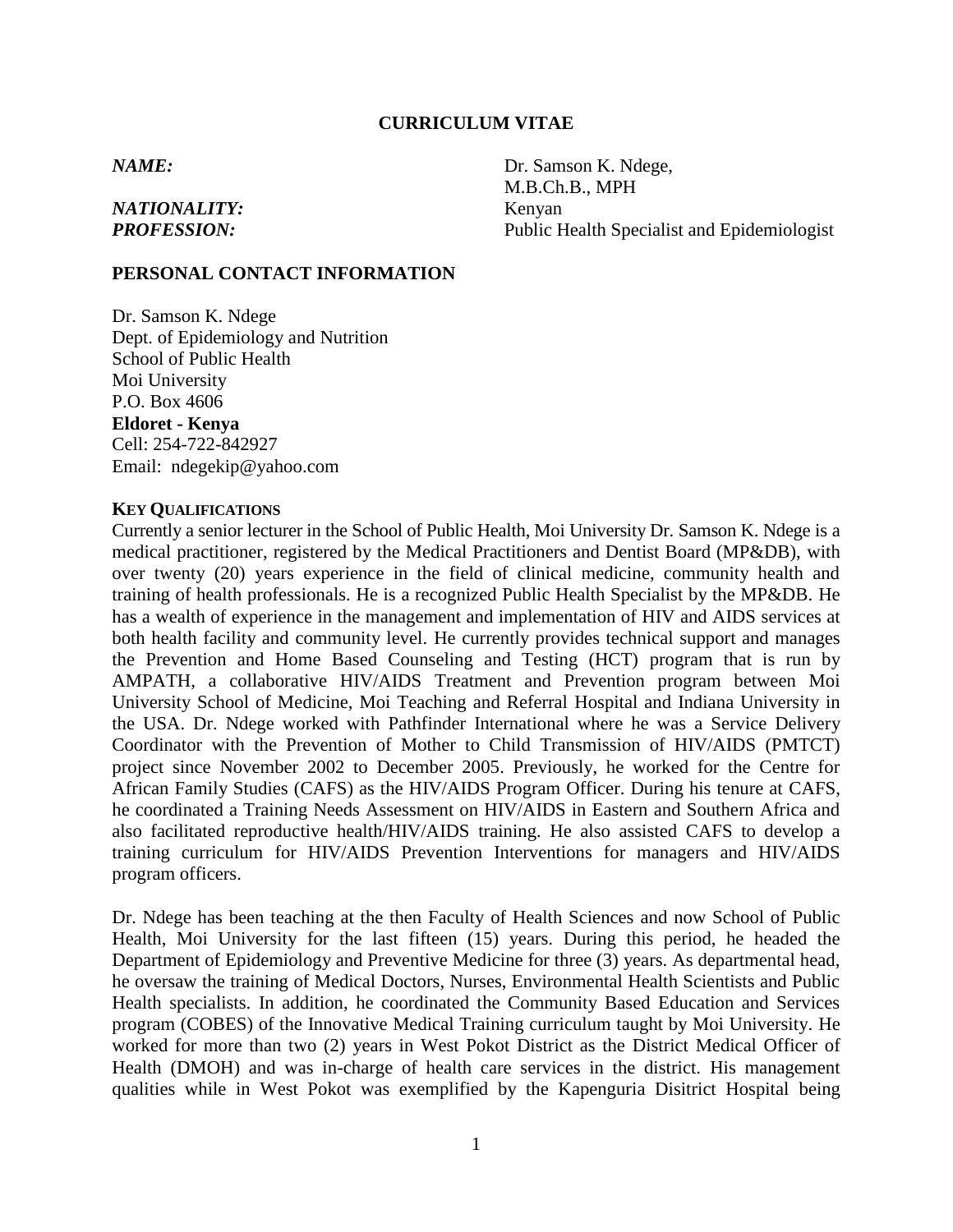# CURRICULUM VITAE

***NAME:*** Dr. Samson K. Ndege, M.B.Ch.B., MPH

***NATIONALITY:*** Kenyan

***PROFESSION:*** Public Health Specialist and Epidemiologist

## PERSONAL CONTACT INFORMATION

Dr. Samson K. Ndege
Dept. of Epidemiology and Nutrition
School of Public Health
Moi University
P.O. Box 4606
**Eldoret - Kenya**
Cell: 254-722-842927
Email: ndegekip@yahoo.com

## KEY QUALIFICATIONS

Currently a senior lecturer in the School of Public Health, Moi University Dr. Samson K. Ndege is a medical practitioner, registered by the Medical Practitioners and Dentist Board (MP&DB), with over twenty (20) years experience in the field of clinical medicine, community health and training of health professionals. He is a recognized Public Health Specialist by the MP&DB. He has a wealth of experience in the management and implementation of HIV and AIDS services at both health facility and community level. He currently provides technical support and manages the Prevention and Home Based Counseling and Testing (HCT) program that is run by AMPATH, a collaborative HIV/AIDS Treatment and Prevention program between Moi University School of Medicine, Moi Teaching and Referral Hospital and Indiana University in the USA. Dr. Ndege worked with Pathfinder International where he was a Service Delivery Coordinator with the Prevention of Mother to Child Transmission of HIV/AIDS (PMTCT) project since November 2002 to December 2005. Previously, he worked for the Centre for African Family Studies (CAFS) as the HIV/AIDS Program Officer. During his tenure at CAFS, he coordinated a Training Needs Assessment on HIV/AIDS in Eastern and Southern Africa and also facilitated reproductive health/HIV/AIDS training. He also assisted CAFS to develop a training curriculum for HIV/AIDS Prevention Interventions for managers and HIV/AIDS program officers.

Dr. Ndege has been teaching at the then Faculty of Health Sciences and now School of Public Health, Moi University for the last fifteen (15) years. During this period, he headed the Department of Epidemiology and Preventive Medicine for three (3) years. As departmental head, he oversaw the training of Medical Doctors, Nurses, Environmental Health Scientists and Public Health specialists. In addition, he coordinated the Community Based Education and Services program (COBES) of the Innovative Medical Training curriculum taught by Moi University. He worked for more than two (2) years in West Pokot District as the District Medical Officer of Health (DMOH) and was in-charge of health care services in the district. His management qualities while in West Pokot was exemplified by the Kapenguria Disitrict Hospital being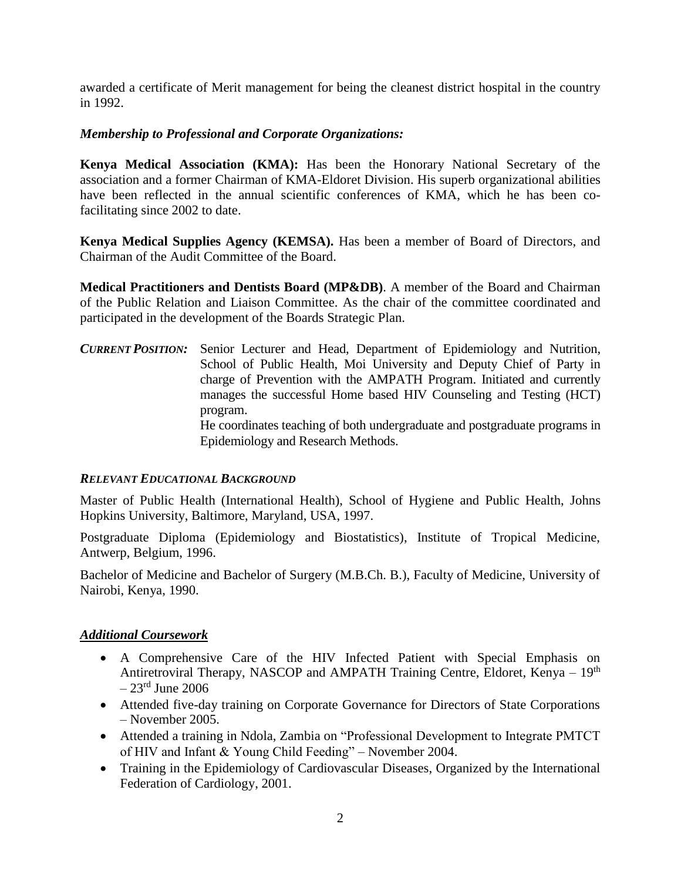awarded a certificate of Merit management for being the cleanest district hospital in the country in 1992.

### *Membership to Professional and Corporate Organizations:*

**Kenya Medical Association (KMA):** Has been the Honorary National Secretary of the association and a former Chairman of KMA-Eldoret Division. His superb organizational abilities have been reflected in the annual scientific conferences of KMA, which he has been co-facilitating since 2002 to date.

**Kenya Medical Supplies Agency (KEMSA).** Has been a member of Board of Directors, and Chairman of the Audit Committee of the Board.

**Medical Practitioners and Dentists Board (MP&DB)**. A member of the Board and Chairman of the Public Relation and Liaison Committee. As the chair of the committee coordinated and participated in the development of the Boards Strategic Plan.

***CURRENT POSITION:*** Senior Lecturer and Head, Department of Epidemiology and Nutrition, School of Public Health, Moi University and Deputy Chief of Party in charge of Prevention with the AMPATH Program. Initiated and currently manages the successful Home based HIV Counseling and Testing (HCT) program.

He coordinates teaching of both undergraduate and postgraduate programs in Epidemiology and Research Methods.

### *RELEVANT EDUCATIONAL BACKGROUND*

Master of Public Health (International Health), School of Hygiene and Public Health, Johns Hopkins University, Baltimore, Maryland, USA, 1997.

Postgraduate Diploma (Epidemiology and Biostatistics), Institute of Tropical Medicine, Antwerp, Belgium, 1996.

Bachelor of Medicine and Bachelor of Surgery (M.B.Ch. B.), Faculty of Medicine, University of Nairobi, Kenya, 1990.

### ***Additional Coursework***

- A Comprehensive Care of the HIV Infected Patient with Special Emphasis on Antiretroviral Therapy, NASCOP and AMPATH Training Centre, Eldoret, Kenya – 19th – 23rd June 2006
- Attended five-day training on Corporate Governance for Directors of State Corporations – November 2005.
- Attended a training in Ndola, Zambia on “Professional Development to Integrate PMTCT of HIV and Infant & Young Child Feeding” – November 2004.
- Training in the Epidemiology of Cardiovascular Diseases, Organized by the International Federation of Cardiology, 2001.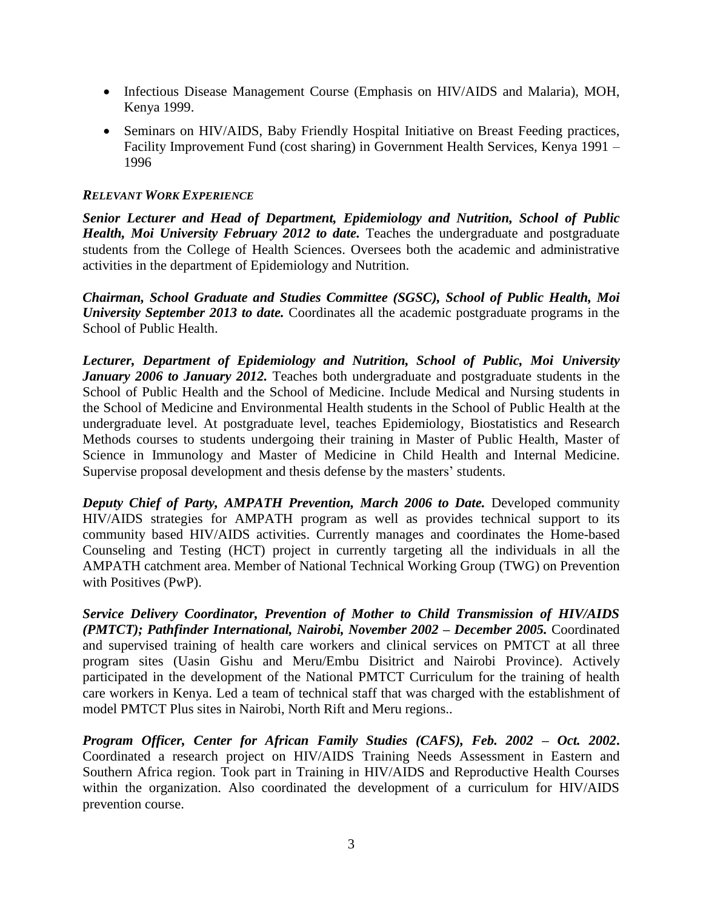- Infectious Disease Management Course (Emphasis on HIV/AIDS and Malaria), MOH, Kenya 1999.
- Seminars on HIV/AIDS, Baby Friendly Hospital Initiative on Breast Feeding practices, Facility Improvement Fund (cost sharing) in Government Health Services, Kenya 1991 – 1996

***RELEVANT WORK EXPERIENCE***

***Senior Lecturer and Head of Department, Epidemiology and Nutrition, School of Public Health, Moi University February 2012 to date.*** Teaches the undergraduate and postgraduate students from the College of Health Sciences. Oversees both the academic and administrative activities in the department of Epidemiology and Nutrition.

***Chairman, School Graduate and Studies Committee (SGSC), School of Public Health, Moi University September 2013 to date.*** Coordinates all the academic postgraduate programs in the School of Public Health.

***Lecturer, Department of Epidemiology and Nutrition, School of Public, Moi University January 2006 to January 2012.*** Teaches both undergraduate and postgraduate students in the School of Public Health and the School of Medicine. Include Medical and Nursing students in the School of Medicine and Environmental Health students in the School of Public Health at the undergraduate level. At postgraduate level, teaches Epidemiology, Biostatistics and Research Methods courses to students undergoing their training in Master of Public Health, Master of Science in Immunology and Master of Medicine in Child Health and Internal Medicine. Supervise proposal development and thesis defense by the masters' students.

***Deputy Chief of Party, AMPATH Prevention, March 2006 to Date.*** Developed community HIV/AIDS strategies for AMPATH program as well as provides technical support to its community based HIV/AIDS activities. Currently manages and coordinates the Home-based Counseling and Testing (HCT) project in currently targeting all the individuals in all the AMPATH catchment area. Member of National Technical Working Group (TWG) on Prevention with Positives (PwP).

***Service Delivery Coordinator, Prevention of Mother to Child Transmission of HIV/AIDS (PMTCT); Pathfinder International, Nairobi, November 2002 – December 2005.*** Coordinated and supervised training of health care workers and clinical services on PMTCT at all three program sites (Uasin Gishu and Meru/Embu Disitrict and Nairobi Province). Actively participated in the development of the National PMTCT Curriculum for the training of health care workers in Kenya. Led a team of technical staff that was charged with the establishment of model PMTCT Plus sites in Nairobi, North Rift and Meru regions..

***Program Officer, Center for African Family Studies (CAFS), Feb. 2002 – Oct. 2002.*** Coordinated a research project on HIV/AIDS Training Needs Assessment in Eastern and Southern Africa region. Took part in Training in HIV/AIDS and Reproductive Health Courses within the organization. Also coordinated the development of a curriculum for HIV/AIDS prevention course.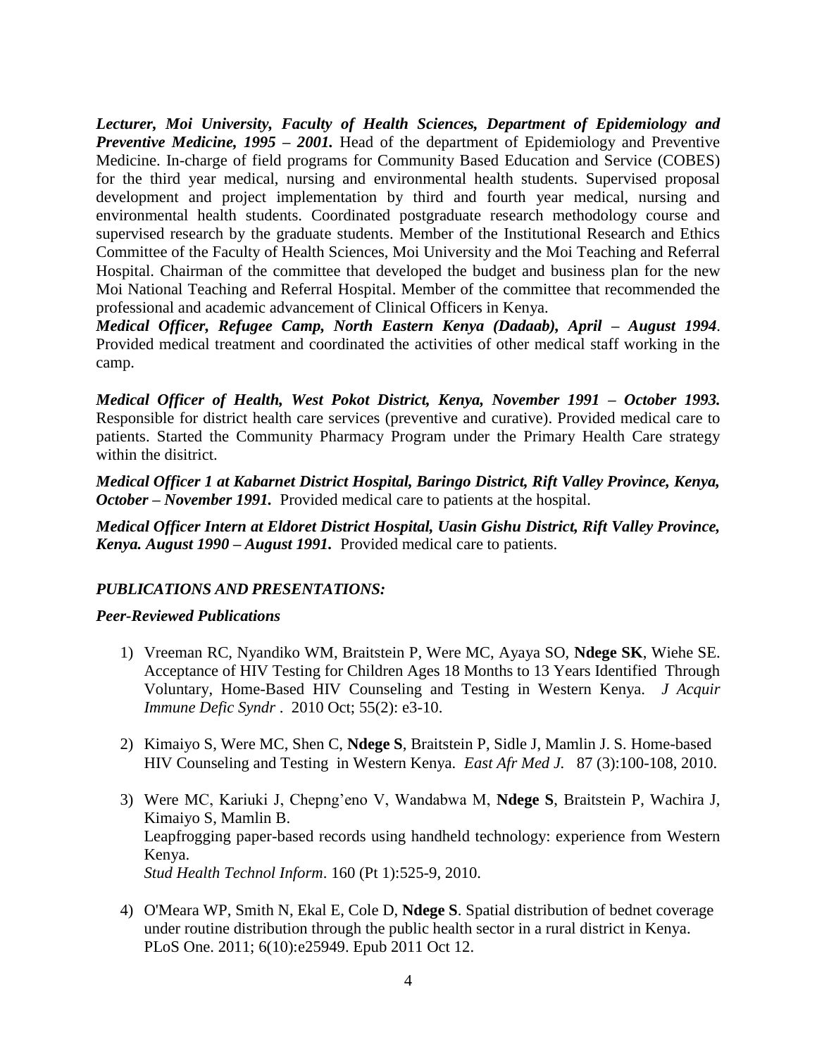***Lecturer, Moi University, Faculty of Health Sciences, Department of Epidemiology and Preventive Medicine, 1995 – 2001.*** Head of the department of Epidemiology and Preventive Medicine. In-charge of field programs for Community Based Education and Service (COBES) for the third year medical, nursing and environmental health students. Supervised proposal development and project implementation by third and fourth year medical, nursing and environmental health students. Coordinated postgraduate research methodology course and supervised research by the graduate students. Member of the Institutional Research and Ethics Committee of the Faculty of Health Sciences, Moi University and the Moi Teaching and Referral Hospital. Chairman of the committee that developed the budget and business plan for the new Moi National Teaching and Referral Hospital. Member of the committee that recommended the professional and academic advancement of Clinical Officers in Kenya.

***Medical Officer, Refugee Camp, North Eastern Kenya (Dadaab), April – August 1994***. Provided medical treatment and coordinated the activities of other medical staff working in the camp.

***Medical Officer of Health, West Pokot District, Kenya, November 1991 – October 1993.*** Responsible for district health care services (preventive and curative). Provided medical care to patients. Started the Community Pharmacy Program under the Primary Health Care strategy within the disitrict.

***Medical Officer 1 at Kabarnet District Hospital, Baringo District, Rift Valley Province, Kenya, October – November 1991.*** Provided medical care to patients at the hospital.

***Medical Officer Intern at Eldoret District Hospital, Uasin Gishu District, Rift Valley Province, Kenya. August 1990 – August 1991.*** Provided medical care to patients.

### *PUBLICATIONS AND PRESENTATIONS:*

#### *Peer-Reviewed Publications*

1) Vreeman RC, Nyandiko WM, Braitstein P, Were MC, Ayaya SO, **Ndege SK**, Wiehe SE. Acceptance of HIV Testing for Children Ages 18 Months to 13 Years Identified Through Voluntary, Home-Based HIV Counseling and Testing in Western Kenya. *J Acquir Immune Defic Syndr* . 2010 Oct; 55(2): e3-10.

2) Kimaiyo S, Were MC, Shen C, **Ndege S**, Braitstein P, Sidle J, Mamlin J. S. Home-based HIV Counseling and Testing in Western Kenya. *East Afr Med J.* 87 (3):100-108, 2010.

3) Were MC, Kariuki J, Chepng'eno V, Wandabwa M, **Ndege S**, Braitstein P, Wachira J, Kimaiyo S, Mamlin B.
   Leapfrogging paper-based records using handheld technology: experience from Western Kenya.
   *Stud Health Technol Inform*. 160 (Pt 1):525-9, 2010.

4) O'Meara WP, Smith N, Ekal E, Cole D, **Ndege S**. Spatial distribution of bednet coverage under routine distribution through the public health sector in a rural district in Kenya. PLoS One. 2011; 6(10):e25949. Epub 2011 Oct 12.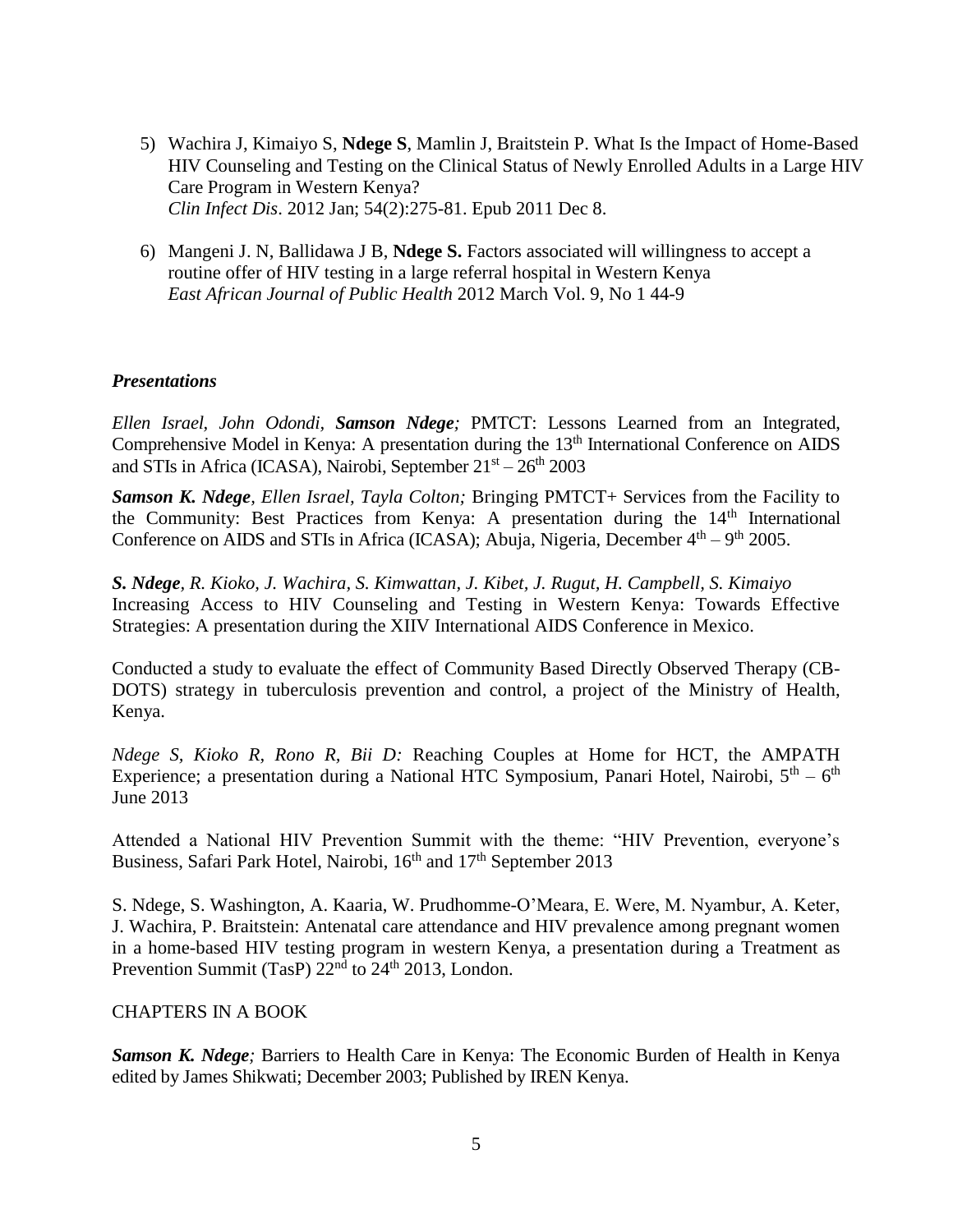5) Wachira J, Kimaiyo S, **Ndege S**, Mamlin J, Braitstein P. What Is the Impact of Home-Based HIV Counseling and Testing on the Clinical Status of Newly Enrolled Adults in a Large HIV Care Program in Western Kenya?
   *Clin Infect Dis*. 2012 Jan; 54(2):275-81. Epub 2011 Dec 8.

6) Mangeni J. N, Ballidawa J B, **Ndege S.** Factors associated will willingness to accept a routine offer of HIV testing in a large referral hospital in Western Kenya
   *East African Journal of Public Health* 2012 March Vol. 9, No 1 44-9

### *Presentations*

*Ellen Israel, John Odondi, **Samson Ndege**;* PMTCT: Lessons Learned from an Integrated, Comprehensive Model in Kenya: A presentation during the 13th International Conference on AIDS and STIs in Africa (ICASA), Nairobi, September 21st – 26th 2003

***Samson K. Ndege**, Ellen Israel, Tayla Colton;* Bringing PMTCT+ Services from the Facility to the Community: Best Practices from Kenya: A presentation during the 14th International Conference on AIDS and STIs in Africa (ICASA); Abuja, Nigeria, December 4th – 9th 2005.

***S. Ndege**, R. Kioko, J. Wachira, S. Kimwattan, J. Kibet, J. Rugut, H. Campbell, S. Kimaiyo*
Increasing Access to HIV Counseling and Testing in Western Kenya: Towards Effective Strategies: A presentation during the XIIV International AIDS Conference in Mexico.

Conducted a study to evaluate the effect of Community Based Directly Observed Therapy (CB-DOTS) strategy in tuberculosis prevention and control, a project of the Ministry of Health, Kenya.

*Ndege S, Kioko R, Rono R, Bii D:* Reaching Couples at Home for HCT, the AMPATH Experience; a presentation during a National HTC Symposium, Panari Hotel, Nairobi, 5th – 6th June 2013

Attended a National HIV Prevention Summit with the theme: "HIV Prevention, everyone's Business, Safari Park Hotel, Nairobi, 16th and 17th September 2013

S. Ndege, S. Washington, A. Kaaria, W. Prudhomme-O'Meara, E. Were, M. Nyambur, A. Keter, J. Wachira, P. Braitstein: Antenatal care attendance and HIV prevalence among pregnant women in a home-based HIV testing program in western Kenya, a presentation during a Treatment as Prevention Summit (TasP) 22nd to 24th 2013, London.

CHAPTERS IN A BOOK

***Samson K. Ndege**;* Barriers to Health Care in Kenya: The Economic Burden of Health in Kenya edited by James Shikwati; December 2003; Published by IREN Kenya.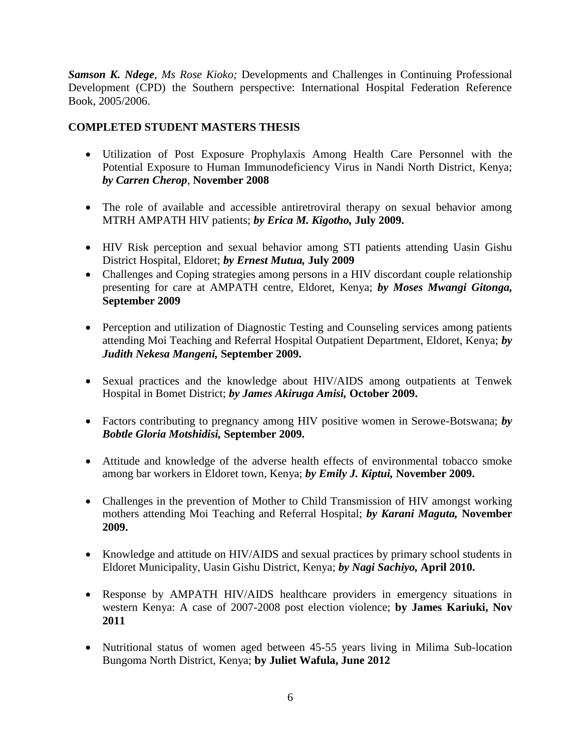***Samson K. Ndege****, Ms Rose Kioko;* Developments and Challenges in Continuing Professional Development (CPD) the Southern perspective: International Hospital Federation Reference Book, 2005/2006.

**COMPLETED STUDENT MASTERS THESIS**

- Utilization of Post Exposure Prophylaxis Among Health Care Personnel with the Potential Exposure to Human Immunodeficiency Virus in Nandi North District, Kenya; ***by Carren Cherop***, **November 2008**

- The role of available and accessible antiretroviral therapy on sexual behavior among MTRH AMPATH HIV patients; ***by Erica M. Kigotho,*** **July 2009.**

- HIV Risk perception and sexual behavior among STI patients attending Uasin Gishu District Hospital, Eldoret; ***by Ernest Mutua,*** **July 2009**
- Challenges and Coping strategies among persons in a HIV discordant couple relationship presenting for care at AMPATH centre, Eldoret, Kenya; ***by Moses Mwangi Gitonga,*** **September 2009**

- Perception and utilization of Diagnostic Testing and Counseling services among patients attending Moi Teaching and Referral Hospital Outpatient Department, Eldoret, Kenya; ***by Judith Nekesa Mangeni,*** **September 2009.**

- Sexual practices and the knowledge about HIV/AIDS among outpatients at Tenwek Hospital in Bomet District; ***by James Akiruga Amisi,*** **October 2009.**

- Factors contributing to pregnancy among HIV positive women in Serowe-Botswana; ***by Bobtle Gloria Motshidisi,*** **September 2009.**

- Attitude and knowledge of the adverse health effects of environmental tobacco smoke among bar workers in Eldoret town, Kenya; ***by Emily J. Kiptui,*** **November 2009.**

- Challenges in the prevention of Mother to Child Transmission of HIV amongst working mothers attending Moi Teaching and Referral Hospital; ***by Karani Maguta,*** **November 2009.**

- Knowledge and attitude on HIV/AIDS and sexual practices by primary school students in Eldoret Municipality, Uasin Gishu District, Kenya; ***by Nagi Sachiyo,*** **April 2010.**

- Response by AMPATH HIV/AIDS healthcare providers in emergency situations in western Kenya: A case of 2007-2008 post election violence; **by James Kariuki, Nov 2011**

- Nutritional status of women aged between 45-55 years living in Milima Sub-location Bungoma North District, Kenya; **by Juliet Wafula, June 2012**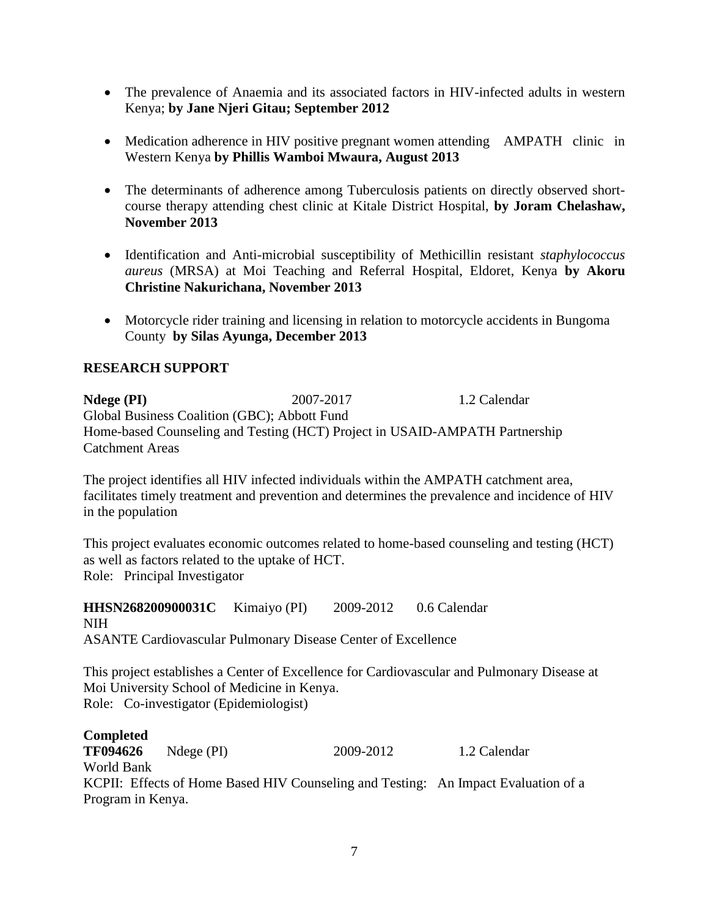- The prevalence of Anaemia and its associated factors in HIV-infected adults in western Kenya; **by Jane Njeri Gitau; September 2012**

- Medication adherence in HIV positive pregnant women attending AMPATH clinic in Western Kenya **by Phillis Wamboi Mwaura, August 2013**

- The determinants of adherence among Tuberculosis patients on directly observed short-course therapy attending chest clinic at Kitale District Hospital, **by Joram Chelashaw, November 2013**

- Identification and Anti-microbial susceptibility of Methicillin resistant *staphylococcus aureus* (MRSA) at Moi Teaching and Referral Hospital, Eldoret, Kenya **by Akoru Christine Nakurichana, November 2013**

- Motorcycle rider training and licensing in relation to motorcycle accidents in Bungoma County **by Silas Ayunga, December 2013**

## RESEARCH SUPPORT

**Ndege (PI)** 2007-2017 1.2 Calendar
Global Business Coalition (GBC); Abbott Fund
Home-based Counseling and Testing (HCT) Project in USAID-AMPATH Partnership Catchment Areas

The project identifies all HIV infected individuals within the AMPATH catchment area, facilitates timely treatment and prevention and determines the prevalence and incidence of HIV in the population

This project evaluates economic outcomes related to home-based counseling and testing (HCT) as well as factors related to the uptake of HCT.
Role: Principal Investigator

**HHSN268200900031C** Kimaiyo (PI) 2009-2012 0.6 Calendar
NIH
ASANTE Cardiovascular Pulmonary Disease Center of Excellence

This project establishes a Center of Excellence for Cardiovascular and Pulmonary Disease at Moi University School of Medicine in Kenya.
Role: Co-investigator (Epidemiologist)

**Completed**
**TF094626** Ndege (PI) 2009-2012 1.2 Calendar
World Bank
KCPII: Effects of Home Based HIV Counseling and Testing: An Impact Evaluation of a Program in Kenya.